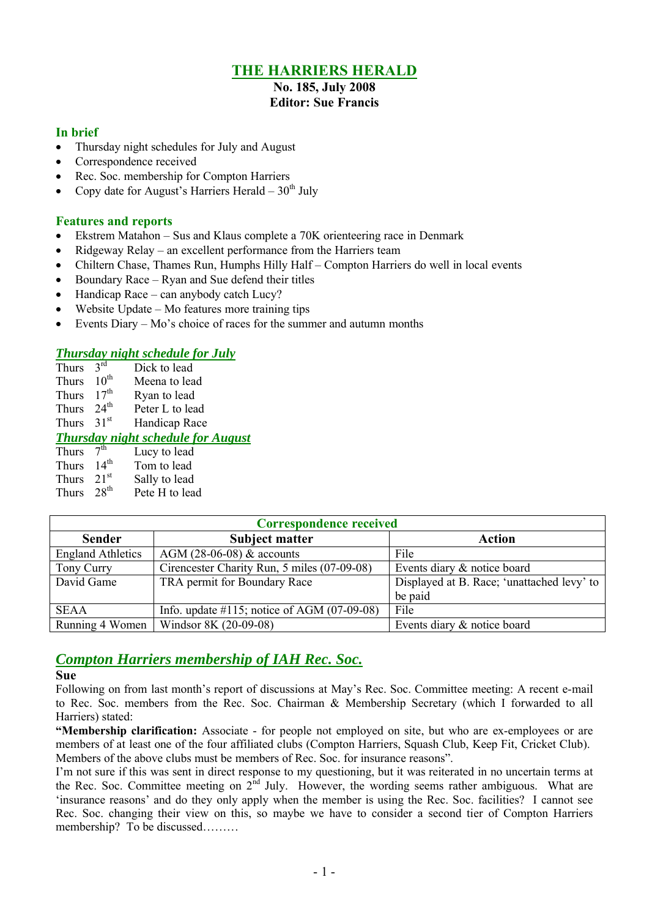# THE HARRIERS HERALD

**No. 185, July 2008**
**Editor: Sue Francis**

### In brief

- Thursday night schedules for July and August
- Correspondence received
- Rec. Soc. membership for Compton Harriers
- Copy date for August's Harriers Herald – 30th July

### Features and reports

- Ekstrem Matahon – Sus and Klaus complete a 70K orienteering race in Denmark
- Ridgeway Relay – an excellent performance from the Harriers team
- Chiltern Chase, Thames Run, Humphs Hilly Half – Compton Harriers do well in local events
- Boundary Race – Ryan and Sue defend their titles
- Handicap Race – can anybody catch Lucy?
- Website Update – Mo features more training tips
- Events Diary – Mo's choice of races for the summer and autumn months

### *Thursday night schedule for July*

| | | |
|---|---|---|
| Thurs | 3rd | Dick to lead |
| Thurs | 10th | Meena to lead |
| Thurs | 17th | Ryan to lead |
| Thurs | 24th | Peter L to lead |
| Thurs | 31st | Handicap Race |

### *Thursday night schedule for August*

| | | |
|---|---|---|
| Thurs | 7th | Lucy to lead |
| Thurs | 14th | Tom to lead |
| Thurs | 21st | Sally to lead |
| Thurs | 28th | Pete H to lead |

**Correspondence received**

| Sender | Subject matter | Action |
|---|---|---|
| England Athletics | AGM (28-06-08) & accounts | File |
| Tony Curry | Cirencester Charity Run, 5 miles (07-09-08) | Events diary & notice board |
| David Game | TRA permit for Boundary Race | Displayed at B. Race; 'unattached levy' to be paid |
| SEAA | Info. update #115; notice of AGM (07-09-08) | File |
| Running 4 Women | Windsor 8K (20-09-08) | Events diary & notice board |

## *Compton Harriers membership of IAH Rec. Soc.*

**Sue**

Following on from last month's report of discussions at May's Rec. Soc. Committee meeting: A recent e-mail to Rec. Soc. members from the Rec. Soc. Chairman & Membership Secretary (which I forwarded to all Harriers) stated:

**"Membership clarification:** Associate - for people not employed on site, but who are ex-employees or are members of at least one of the four affiliated clubs (Compton Harriers, Squash Club, Keep Fit, Cricket Club). Members of the above clubs must be members of Rec. Soc. for insurance reasons".

I'm not sure if this was sent in direct response to my questioning, but it was reiterated in no uncertain terms at the Rec. Soc. Committee meeting on 2nd July. However, the wording seems rather ambiguous. What are 'insurance reasons' and do they only apply when the member is using the Rec. Soc. facilities? I cannot see Rec. Soc. changing their view on this, so maybe we have to consider a second tier of Compton Harriers membership? To be discussed………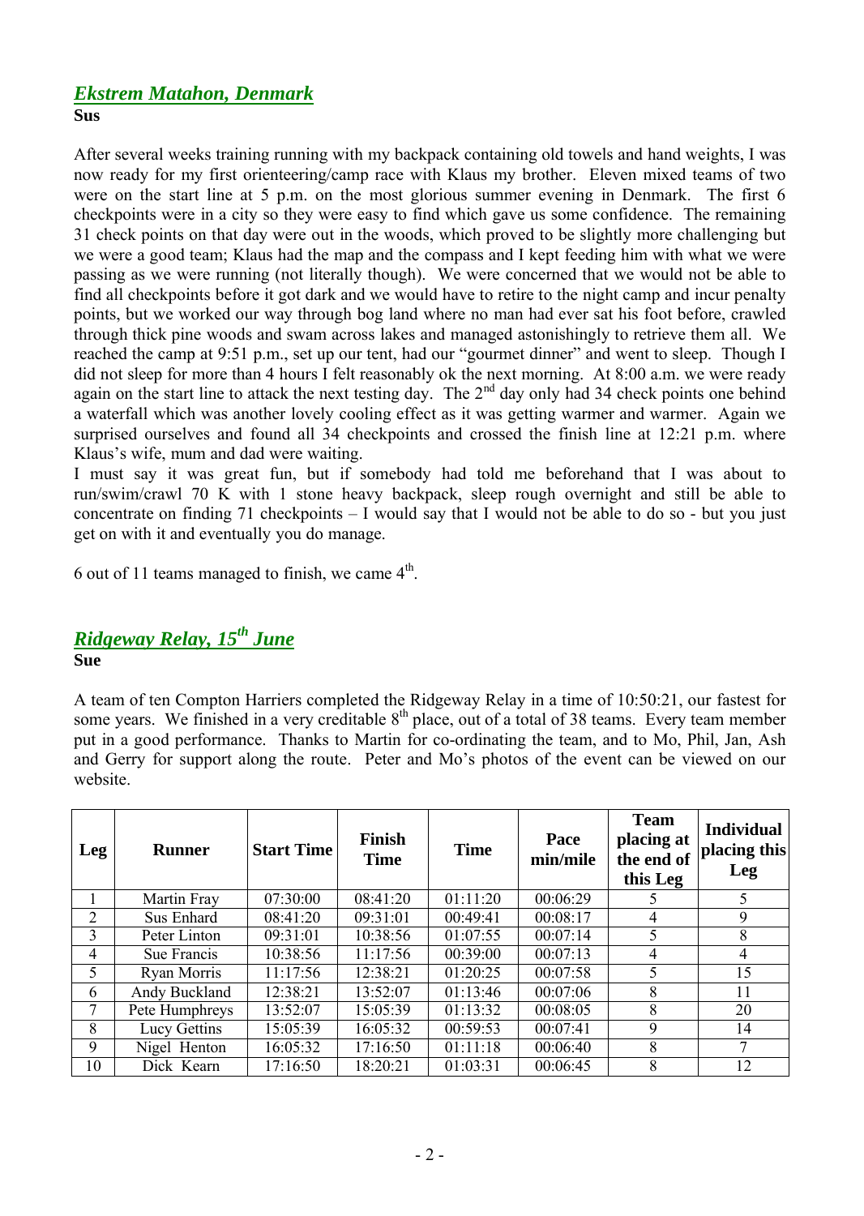## *Ekstrem Matahon, Denmark*

**Sus**

After several weeks training running with my backpack containing old towels and hand weights, I was now ready for my first orienteering/camp race with Klaus my brother. Eleven mixed teams of two were on the start line at 5 p.m. on the most glorious summer evening in Denmark. The first 6 checkpoints were in a city so they were easy to find which gave us some confidence. The remaining 31 check points on that day were out in the woods, which proved to be slightly more challenging but we were a good team; Klaus had the map and the compass and I kept feeding him with what we were passing as we were running (not literally though). We were concerned that we would not be able to find all checkpoints before it got dark and we would have to retire to the night camp and incur penalty points, but we worked our way through bog land where no man had ever sat his foot before, crawled through thick pine woods and swam across lakes and managed astonishingly to retrieve them all. We reached the camp at 9:51 p.m., set up our tent, had our "gourmet dinner" and went to sleep. Though I did not sleep for more than 4 hours I felt reasonably ok the next morning. At 8:00 a.m. we were ready again on the start line to attack the next testing day. The 2nd day only had 34 check points one behind a waterfall which was another lovely cooling effect as it was getting warmer and warmer. Again we surprised ourselves and found all 34 checkpoints and crossed the finish line at 12:21 p.m. where Klaus's wife, mum and dad were waiting.

I must say it was great fun, but if somebody had told me beforehand that I was about to run/swim/crawl 70 K with 1 stone heavy backpack, sleep rough overnight and still be able to concentrate on finding 71 checkpoints – I would say that I would not be able to do so - but you just get on with it and eventually you do manage.

6 out of 11 teams managed to finish, we came 4th.

## *Ridgeway Relay, 15th June*

**Sue**

A team of ten Compton Harriers completed the Ridgeway Relay in a time of 10:50:21, our fastest for some years. We finished in a very creditable 8th place, out of a total of 38 teams. Every team member put in a good performance. Thanks to Martin for co-ordinating the team, and to Mo, Phil, Jan, Ash and Gerry for support along the route. Peter and Mo's photos of the event can be viewed on our website.

| Leg | Runner | Start Time | Finish Time | Time | Pace min/mile | Team placing at the end of this Leg | Individual placing this Leg |
|---|---|---|---|---|---|---|---|
| 1 | Martin Fray | 07:30:00 | 08:41:20 | 01:11:20 | 00:06:29 | 5 | 5 |
| 2 | Sus Enhard | 08:41:20 | 09:31:01 | 00:49:41 | 00:08:17 | 4 | 9 |
| 3 | Peter Linton | 09:31:01 | 10:38:56 | 01:07:55 | 00:07:14 | 5 | 8 |
| 4 | Sue Francis | 10:38:56 | 11:17:56 | 00:39:00 | 00:07:13 | 4 | 4 |
| 5 | Ryan Morris | 11:17:56 | 12:38:21 | 01:20:25 | 00:07:58 | 5 | 15 |
| 6 | Andy Buckland | 12:38:21 | 13:52:07 | 01:13:46 | 00:07:06 | 8 | 11 |
| 7 | Pete Humphreys | 13:52:07 | 15:05:39 | 01:13:32 | 00:08:05 | 8 | 20 |
| 8 | Lucy Gettins | 15:05:39 | 16:05:32 | 00:59:53 | 00:07:41 | 9 | 14 |
| 9 | Nigel Henton | 16:05:32 | 17:16:50 | 01:11:18 | 00:06:40 | 8 | 7 |
| 10 | Dick Kearn | 17:16:50 | 18:20:21 | 01:03:31 | 00:06:45 | 8 | 12 |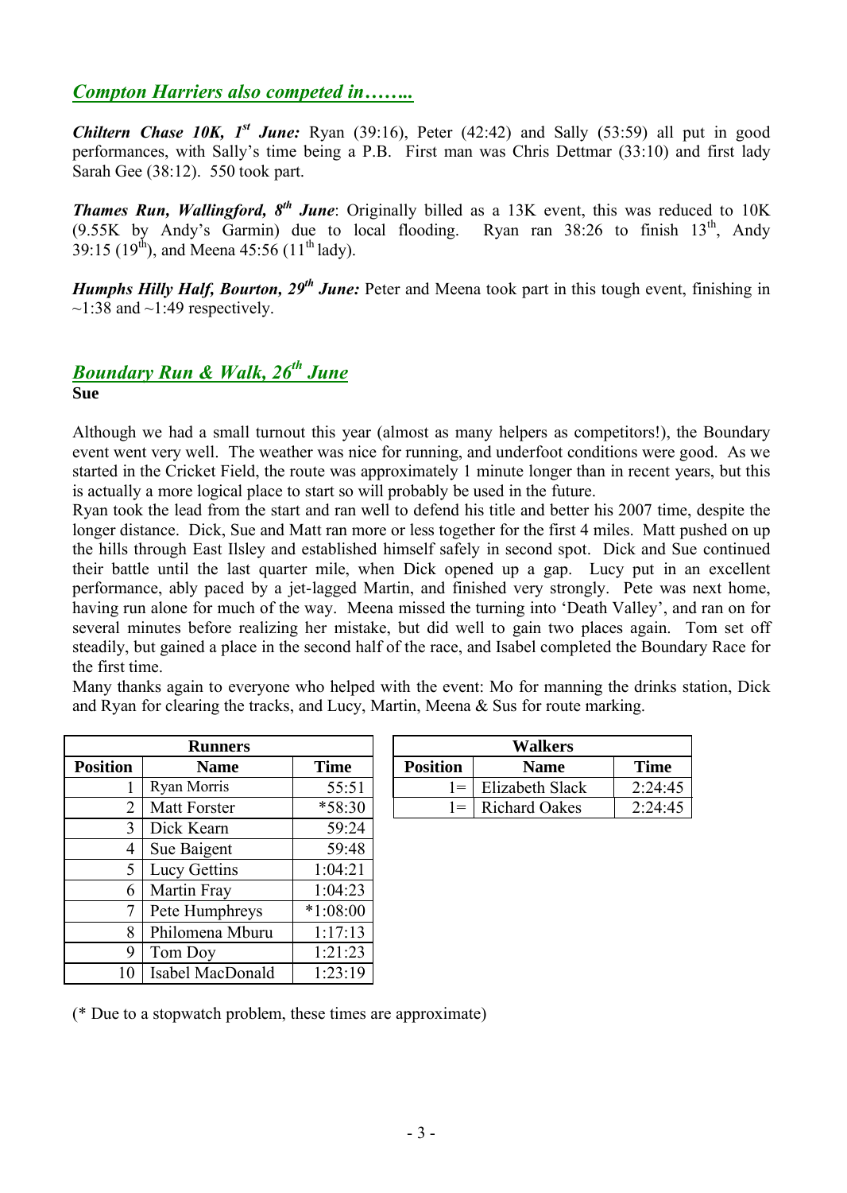## *Compton Harriers also competed in……..*

***Chiltern Chase 10K, 1st June:*** Ryan (39:16), Peter (42:42) and Sally (53:59) all put in good performances, with Sally's time being a P.B. First man was Chris Dettmar (33:10) and first lady Sarah Gee (38:12). 550 took part.

***Thames Run, Wallingford, 8th June***: Originally billed as a 13K event, this was reduced to 10K (9.55K by Andy's Garmin) due to local flooding. Ryan ran 38:26 to finish 13th, Andy 39:15 (19th), and Meena 45:56 (11th lady).

***Humphs Hilly Half, Bourton, 29th June:*** Peter and Meena took part in this tough event, finishing in ~1:38 and ~1:49 respectively.

## *Boundary Run & Walk, 26th June*

**Sue**

Although we had a small turnout this year (almost as many helpers as competitors!), the Boundary event went very well. The weather was nice for running, and underfoot conditions were good. As we started in the Cricket Field, the route was approximately 1 minute longer than in recent years, but this is actually a more logical place to start so will probably be used in the future.

Ryan took the lead from the start and ran well to defend his title and better his 2007 time, despite the longer distance. Dick, Sue and Matt ran more or less together for the first 4 miles. Matt pushed on up the hills through East Ilsley and established himself safely in second spot. Dick and Sue continued their battle until the last quarter mile, when Dick opened up a gap. Lucy put in an excellent performance, ably paced by a jet-lagged Martin, and finished very strongly. Pete was next home, having run alone for much of the way. Meena missed the turning into 'Death Valley', and ran on for several minutes before realizing her mistake, but did well to gain two places again. Tom set off steadily, but gained a place in the second half of the race, and Isabel completed the Boundary Race for the first time.

Many thanks again to everyone who helped with the event: Mo for manning the drinks station, Dick and Ryan for clearing the tracks, and Lucy, Martin, Meena & Sus for route marking.

| Runners | | |
|---|---|---|
| **Position** | **Name** | **Time** |
| 1 | Ryan Morris | 55:51 |
| 2 | Matt Forster | *58:30 |
| 3 | Dick Kearn | 59:24 |
| 4 | Sue Baigent | 59:48 |
| 5 | Lucy Gettins | 1:04:21 |
| 6 | Martin Fray | 1:04:23 |
| 7 | Pete Humphreys | *1:08:00 |
| 8 | Philomena Mburu | 1:17:13 |
| 9 | Tom Doy | 1:21:23 |
| 10 | Isabel MacDonald | 1:23:19 |

| Walkers | | |
|---|---|---|
| **Position** | **Name** | **Time** |
| 1= | Elizabeth Slack | 2:24:45 |
| 1= | Richard Oakes | 2:24:45 |

(* Due to a stopwatch problem, these times are approximate)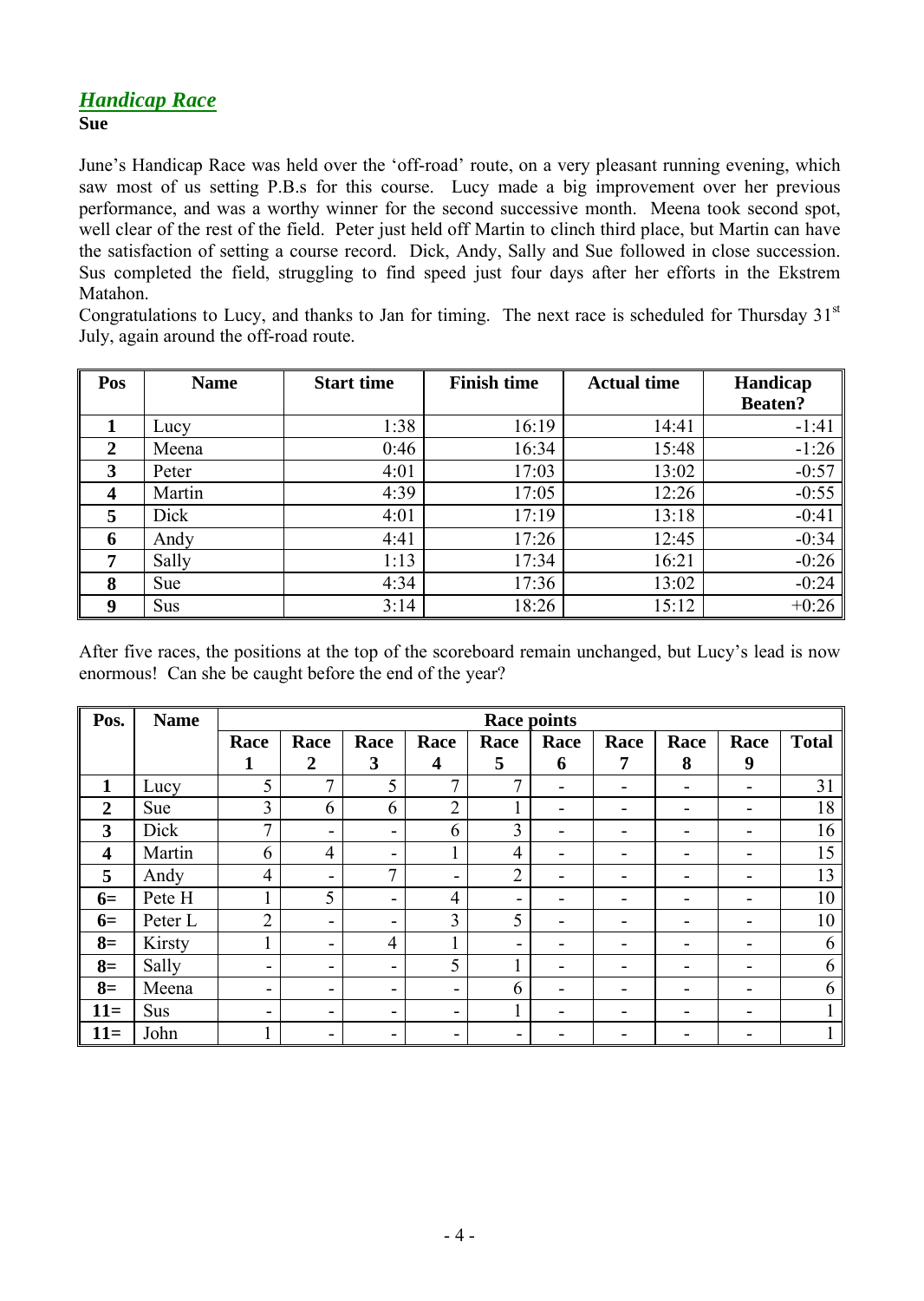## *Handicap Race*

**Sue**

June's Handicap Race was held over the 'off-road' route, on a very pleasant running evening, which saw most of us setting P.B.s for this course. Lucy made a big improvement over her previous performance, and was a worthy winner for the second successive month. Meena took second spot, well clear of the rest of the field. Peter just held off Martin to clinch third place, but Martin can have the satisfaction of setting a course record. Dick, Andy, Sally and Sue followed in close succession. Sus completed the field, struggling to find speed just four days after her efforts in the Ekstrem Matahon.

Congratulations to Lucy, and thanks to Jan for timing. The next race is scheduled for Thursday 31st July, again around the off-road route.

| Pos | Name | Start time | Finish time | Actual time | Handicap Beaten? |
|---|---|---|---|---|---|
| **1** | Lucy | 1:38 | 16:19 | 14:41 | -1:41 |
| **2** | Meena | 0:46 | 16:34 | 15:48 | -1:26 |
| **3** | Peter | 4:01 | 17:03 | 13:02 | -0:57 |
| **4** | Martin | 4:39 | 17:05 | 12:26 | -0:55 |
| **5** | Dick | 4:01 | 17:19 | 13:18 | -0:41 |
| **6** | Andy | 4:41 | 17:26 | 12:45 | -0:34 |
| **7** | Sally | 1:13 | 17:34 | 16:21 | -0:26 |
| **8** | Sue | 4:34 | 17:36 | 13:02 | -0:24 |
| **9** | Sus | 3:14 | 18:26 | 15:12 | +0:26 |

After five races, the positions at the top of the scoreboard remain unchanged, but Lucy's lead is now enormous! Can she be caught before the end of the year?

| Pos. | Name | Race points | | | | | | | | | |
|---|---|---|---|---|---|---|---|---|---|---|---|
| | | **Race 1** | **Race 2** | **Race 3** | **Race 4** | **Race 5** | **Race 6** | **Race 7** | **Race 8** | **Race 9** | **Total** |
| **1** | Lucy | 5 | 7 | 5 | 7 | 7 | - | - | - | - | 31 |
| **2** | Sue | 3 | 6 | 6 | 2 | 1 | - | - | - | - | 18 |
| **3** | Dick | 7 | - | - | 6 | 3 | - | - | - | - | 16 |
| **4** | Martin | 6 | 4 | - | 1 | 4 | - | - | - | - | 15 |
| **5** | Andy | 4 | - | 7 | - | 2 | - | - | - | - | 13 |
| **6=** | Pete H | 1 | 5 | - | 4 | - | - | - | - | - | 10 |
| **6=** | Peter L | 2 | - | - | 3 | 5 | - | - | - | - | 10 |
| **8=** | Kirsty | 1 | - | 4 | 1 | - | - | - | - | - | 6 |
| **8=** | Sally | - | - | - | 5 | 1 | - | - | - | - | 6 |
| **8=** | Meena | - | - | - | - | 6 | - | - | - | - | 6 |
| **11=** | Sus | - | - | - | - | 1 | - | - | - | - | 1 |
| **11=** | John | 1 | - | - | - | - | - | - | - | - | 1 |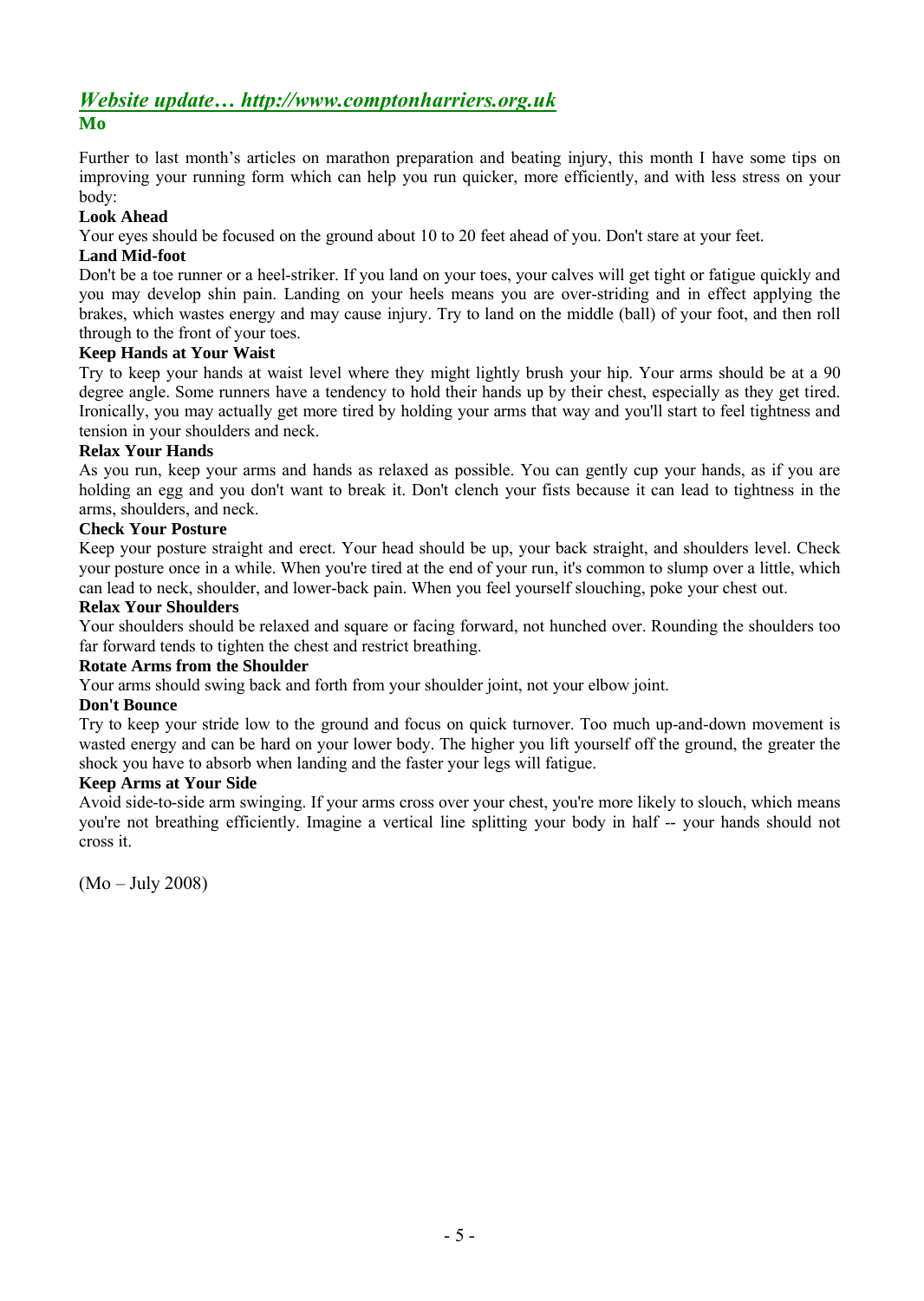## *Website update… http://www.comptonharriers.org.uk*

### Mo

Further to last month's articles on marathon preparation and beating injury, this month I have some tips on improving your running form which can help you run quicker, more efficiently, and with less stress on your body:

**Look Ahead**

Your eyes should be focused on the ground about 10 to 20 feet ahead of you. Don't stare at your feet.

**Land Mid-foot**

Don't be a toe runner or a heel-striker. If you land on your toes, your calves will get tight or fatigue quickly and you may develop shin pain. Landing on your heels means you are over-striding and in effect applying the brakes, which wastes energy and may cause injury. Try to land on the middle (ball) of your foot, and then roll through to the front of your toes.

**Keep Hands at Your Waist**

Try to keep your hands at waist level where they might lightly brush your hip. Your arms should be at a 90 degree angle. Some runners have a tendency to hold their hands up by their chest, especially as they get tired. Ironically, you may actually get more tired by holding your arms that way and you'll start to feel tightness and tension in your shoulders and neck.

**Relax Your Hands**

As you run, keep your arms and hands as relaxed as possible. You can gently cup your hands, as if you are holding an egg and you don't want to break it. Don't clench your fists because it can lead to tightness in the arms, shoulders, and neck.

**Check Your Posture**

Keep your posture straight and erect. Your head should be up, your back straight, and shoulders level. Check your posture once in a while. When you're tired at the end of your run, it's common to slump over a little, which can lead to neck, shoulder, and lower-back pain. When you feel yourself slouching, poke your chest out.

**Relax Your Shoulders**

Your shoulders should be relaxed and square or facing forward, not hunched over. Rounding the shoulders too far forward tends to tighten the chest and restrict breathing.

**Rotate Arms from the Shoulder**

Your arms should swing back and forth from your shoulder joint, not your elbow joint.

**Don't Bounce**

Try to keep your stride low to the ground and focus on quick turnover. Too much up-and-down movement is wasted energy and can be hard on your lower body. The higher you lift yourself off the ground, the greater the shock you have to absorb when landing and the faster your legs will fatigue.

**Keep Arms at Your Side**

Avoid side-to-side arm swinging. If your arms cross over your chest, you're more likely to slouch, which means you're not breathing efficiently. Imagine a vertical line splitting your body in half -- your hands should not cross it.

(Mo – July 2008)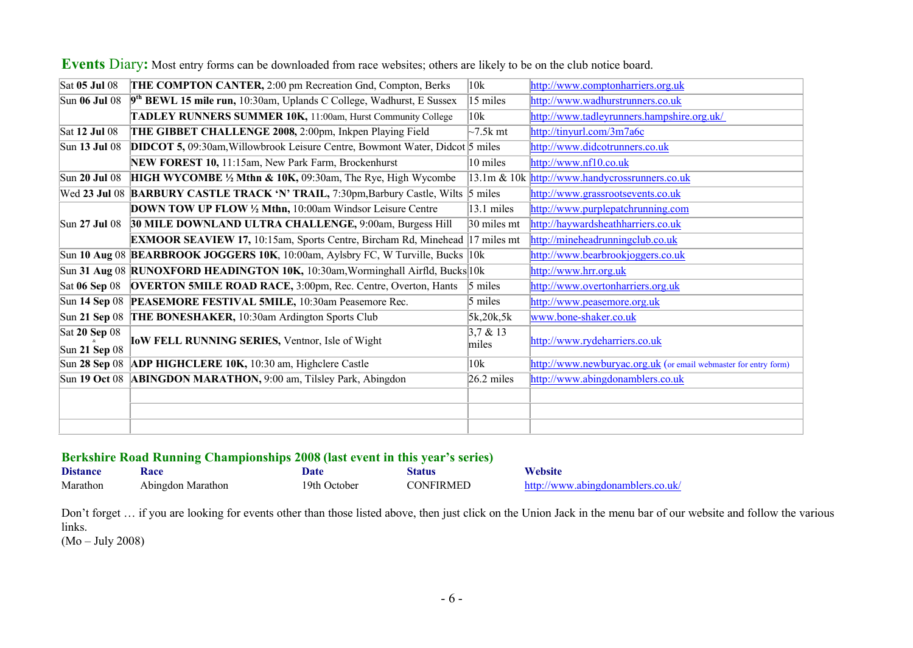**Events** Diary**:** Most entry forms can be downloaded from race websites; others are likely to be on the club notice board.

| | | | |
|---|---|---|---|
| Sat **05 Jul** 08 | **THE COMPTON CANTER,** 2:00 pm Recreation Gnd, Compton, Berks | 10k | http://www.comptonharriers.org.uk |
| Sun **06 Jul** 08 | **9th BEWL 15 mile run,** 10:30am, Uplands C College, Wadhurst, E Sussex | 15 miles | http://www.wadhurstrunners.co.uk |
| | **TADLEY RUNNERS SUMMER 10K,** 11:00am, Hurst Community College | 10k | http://www.tadleyrunners.hampshire.org.uk/ |
| Sat **12 Jul** 08 | **THE GIBBET CHALLENGE 2008,** 2:00pm, Inkpen Playing Field | ~7.5k mt | http://tinyurl.com/3m7a6c |
| Sun **13 Jul** 08 | **DIDCOT 5,** 09:30am,Willowbrook Leisure Centre, Bowmont Water, Didcot | 5 miles | http://www.didcotrunners.co.uk |
| | **NEW FOREST 10,** 11:15am, New Park Farm, Brockenhurst | 10 miles | http://www.nf10.co.uk |
| Sun **20 Jul** 08 | **HIGH WYCOMBE ½ Mthn & 10K,** 09:30am, The Rye, High Wycombe | 13.1m & 10k | http://www.handycrossrunners.co.uk |
| Wed **23 Jul** 08 | **BARBURY CASTLE TRACK 'N' TRAIL,** 7:30pm,Barbury Castle, Wilts | 5 miles | http://www.grassrootsevents.co.uk |
| Sun **27 Jul** 08 | **DOWN TOW UP FLOW ½ Mthn,** 10:00am Windsor Leisure Centre | 13.1 miles | http://www.purplepatchrunning.com |
| | **30 MILE DOWNLAND ULTRA CHALLENGE,** 9:00am, Burgess Hill | 30 miles mt | http://haywardsheathharriers.co.uk |
| | **EXMOOR SEAVIEW 17,** 10:15am, Sports Centre, Bircham Rd, Minehead | 17 miles mt | http://mineheadrunningclub.co.uk |
| Sun **10 Aug** 08 | **BEARBROOK JOGGERS 10K**, 10:00am, Aylsbry FC, W Turville, Bucks | 10k | http://www.bearbrookjoggers.co.uk |
| Sun **31 Aug** 08 | **RUNOXFORD HEADINGTON 10K,** 10:30am,Worminghall Airfld, Bucks | 10k | http://www.hrr.org.uk |
| Sat **06 Sep** 08 | **OVERTON 5MILE ROAD RACE,** 3:00pm, Rec. Centre, Overton, Hants | 5 miles | http://www.overtonharriers.org.uk |
| Sun **14 Sep** 08 | **PEASEMORE FESTIVAL 5MILE,** 10:30am Peasemore Rec. | 5 miles | http://www.peasemore.org.uk |
| Sun **21 Sep** 08 | **THE BONESHAKER,** 10:30am Ardington Sports Club | 5k,20k,5k | www.bone-shaker.co.uk |
| Sat **20 Sep** 08 & Sun **21 Sep** 08 | **IoW FELL RUNNING SERIES,** Ventnor, Isle of Wight | 3,7 & 13 miles | http://www.rydeharriers.co.uk |
| Sun **28 Sep** 08 | **ADP HIGHCLERE 10K,** 10:30 am, Highclere Castle | 10k | http://www.newburyac.org.uk (or email webmaster for entry form) |
| Sun **19 Oct** 08 | **ABINGDON MARATHON,** 9:00 am, Tilsley Park, Abingdon | 26.2 miles | http://www.abingdonamblers.co.uk |
| | | | |
| | | | |
| | | | |

## Berkshire Road Running Championships 2008 (last event in this year's series)

| Distance | Race | Date | Status | Website |
|---|---|---|---|---|
| Marathon | Abingdon Marathon | 19th October | CONFIRMED | http://www.abingdonamblers.co.uk/ |

Don't forget … if you are looking for events other than those listed above, then just click on the Union Jack in the menu bar of our website and follow the various links.
(Mo – July 2008)